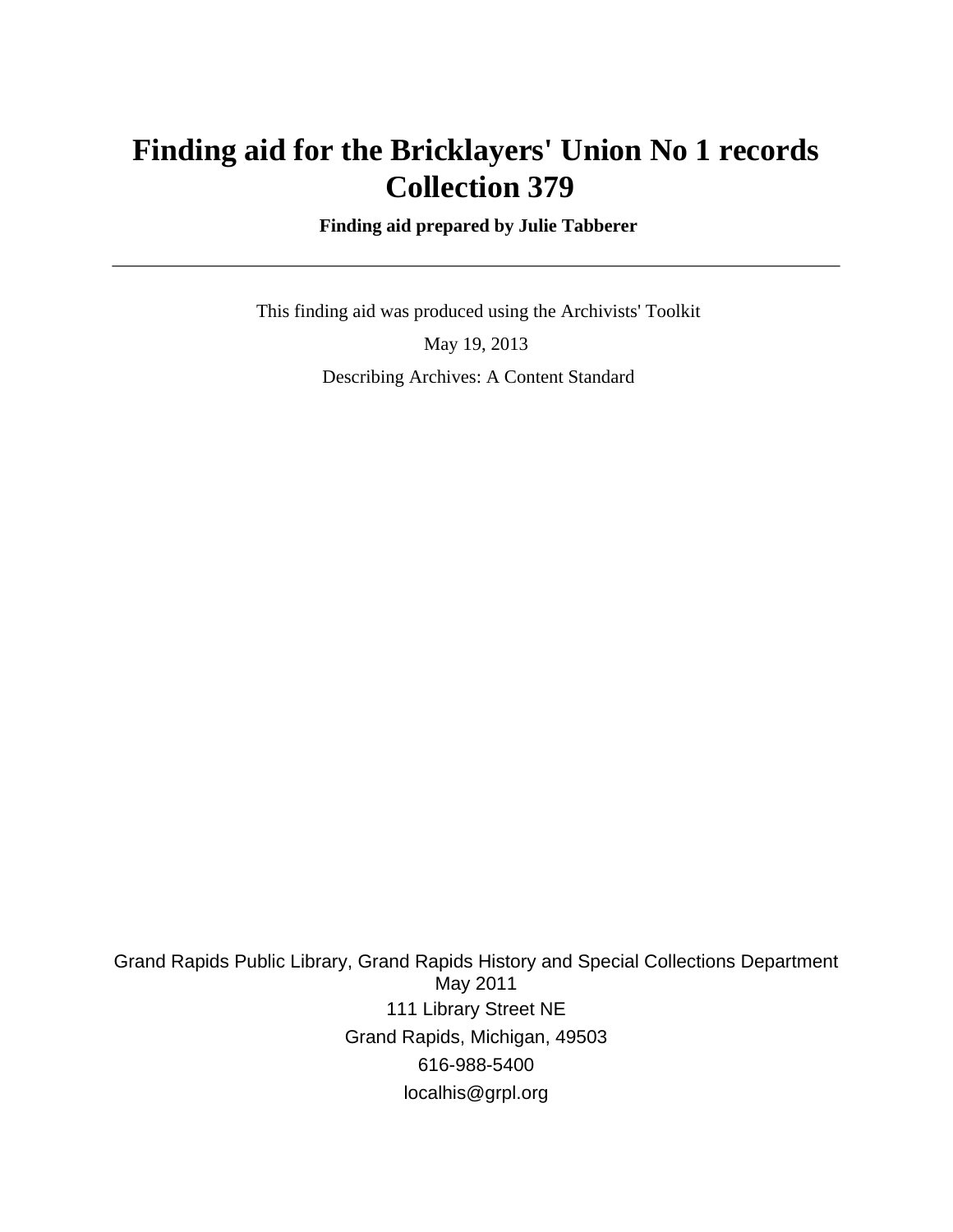# Finding aid for the Bricklayers' Union No 1 records Collection 379

**Finding aid prepared by Julie Tabberer**

---

This finding aid was produced using the Archivists' Toolkit

May 19, 2013

Describing Archives: A Content Standard

Grand Rapids Public Library, Grand Rapids History and Special Collections Department
May 2011

111 Library Street NE

Grand Rapids, Michigan, 49503

616-988-5400

localhis@grpl.org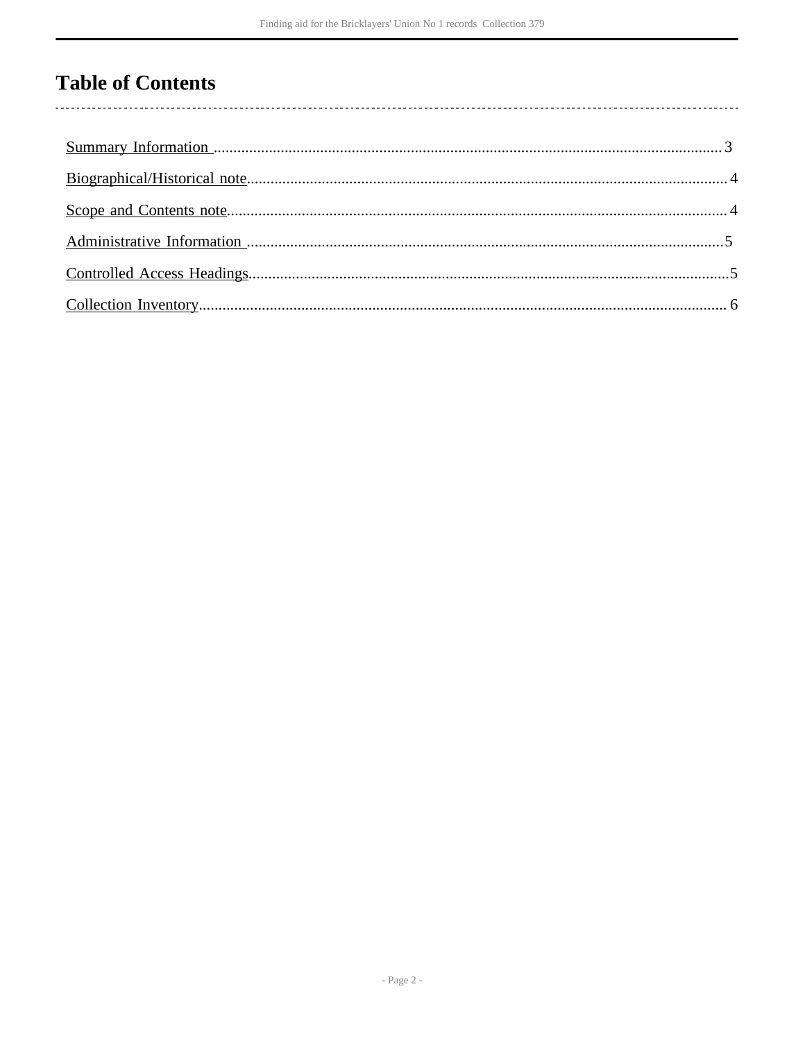# Table of Contents

Summary Information .................................................................... 3

Biographical/Historical note............................................................. 4

Scope and Contents note.................................................................. 4

Administrative Information ............................................................. 5

Controlled Access Headings.............................................................. 5

Collection Inventory......................................................................... 6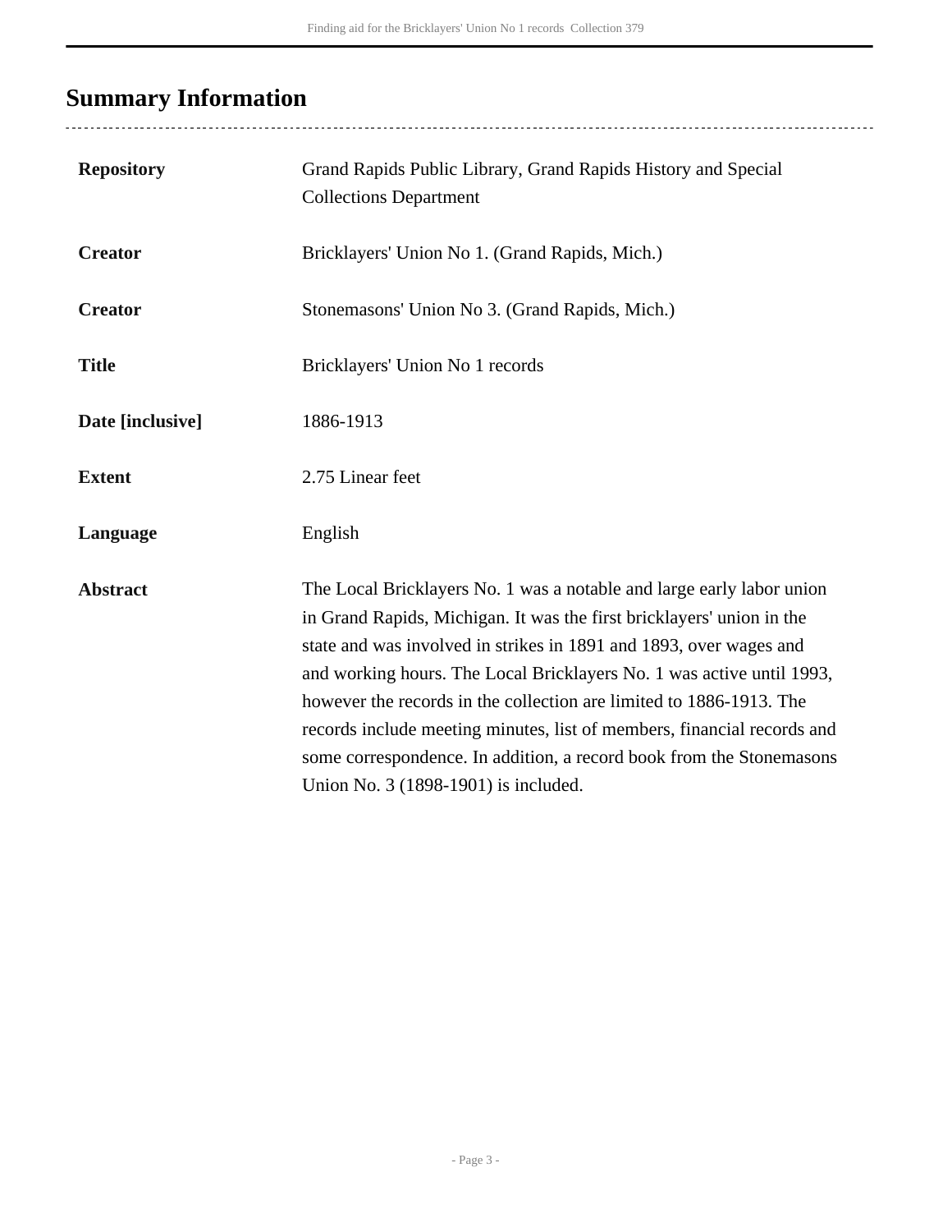## Summary Information

| | |
|---|---|
| **Repository** | Grand Rapids Public Library, Grand Rapids History and Special Collections Department |
| **Creator** | Bricklayers' Union No 1. (Grand Rapids, Mich.) |
| **Creator** | Stonemasons' Union No 3. (Grand Rapids, Mich.) |
| **Title** | Bricklayers' Union No 1 records |
| **Date [inclusive]** | 1886-1913 |
| **Extent** | 2.75 Linear feet |
| **Language** | English |
| **Abstract** | The Local Bricklayers No. 1 was a notable and large early labor union in Grand Rapids, Michigan. It was the first bricklayers' union in the state and was involved in strikes in 1891 and 1893, over wages and and working hours. The Local Bricklayers No. 1 was active until 1993, however the records in the collection are limited to 1886-1913. The records include meeting minutes, list of members, financial records and some correspondence. In addition, a record book from the Stonemasons Union No. 3 (1898-1901) is included. |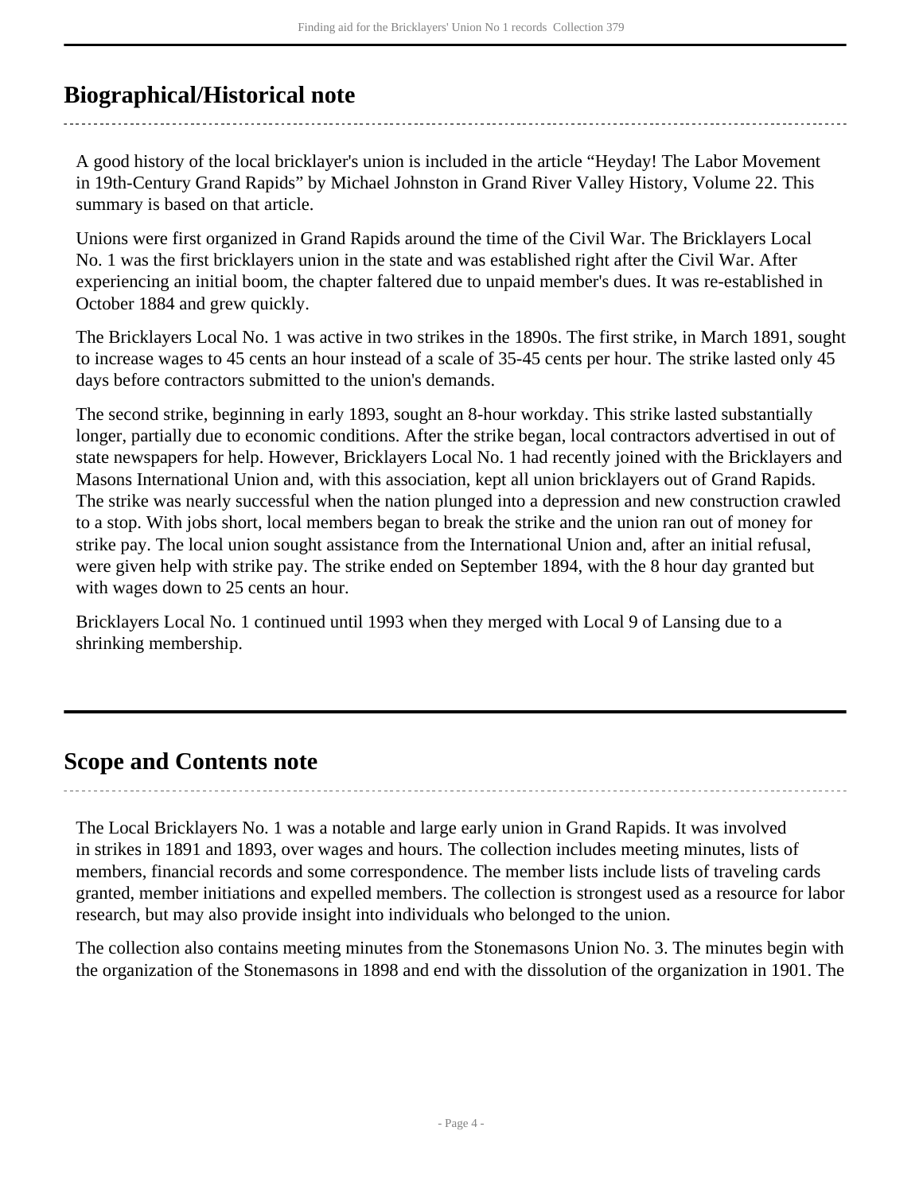## Biographical/Historical note

A good history of the local bricklayer's union is included in the article "Heyday! The Labor Movement in 19th-Century Grand Rapids" by Michael Johnston in Grand River Valley History, Volume 22. This summary is based on that article.

Unions were first organized in Grand Rapids around the time of the Civil War. The Bricklayers Local No. 1 was the first bricklayers union in the state and was established right after the Civil War. After experiencing an initial boom, the chapter faltered due to unpaid member's dues. It was re-established in October 1884 and grew quickly.

The Bricklayers Local No. 1 was active in two strikes in the 1890s. The first strike, in March 1891, sought to increase wages to 45 cents an hour instead of a scale of 35-45 cents per hour. The strike lasted only 45 days before contractors submitted to the union's demands.

The second strike, beginning in early 1893, sought an 8-hour workday. This strike lasted substantially longer, partially due to economic conditions. After the strike began, local contractors advertised in out of state newspapers for help. However, Bricklayers Local No. 1 had recently joined with the Bricklayers and Masons International Union and, with this association, kept all union bricklayers out of Grand Rapids. The strike was nearly successful when the nation plunged into a depression and new construction crawled to a stop. With jobs short, local members began to break the strike and the union ran out of money for strike pay. The local union sought assistance from the International Union and, after an initial refusal, were given help with strike pay. The strike ended on September 1894, with the 8 hour day granted but with wages down to 25 cents an hour.

Bricklayers Local No. 1 continued until 1993 when they merged with Local 9 of Lansing due to a shrinking membership.

## Scope and Contents note

The Local Bricklayers No. 1 was a notable and large early union in Grand Rapids. It was involved in strikes in 1891 and 1893, over wages and hours. The collection includes meeting minutes, lists of members, financial records and some correspondence. The member lists include lists of traveling cards granted, member initiations and expelled members. The collection is strongest used as a resource for labor research, but may also provide insight into individuals who belonged to the union.

The collection also contains meeting minutes from the Stonemasons Union No. 3. The minutes begin with the organization of the Stonemasons in 1898 and end with the dissolution of the organization in 1901. The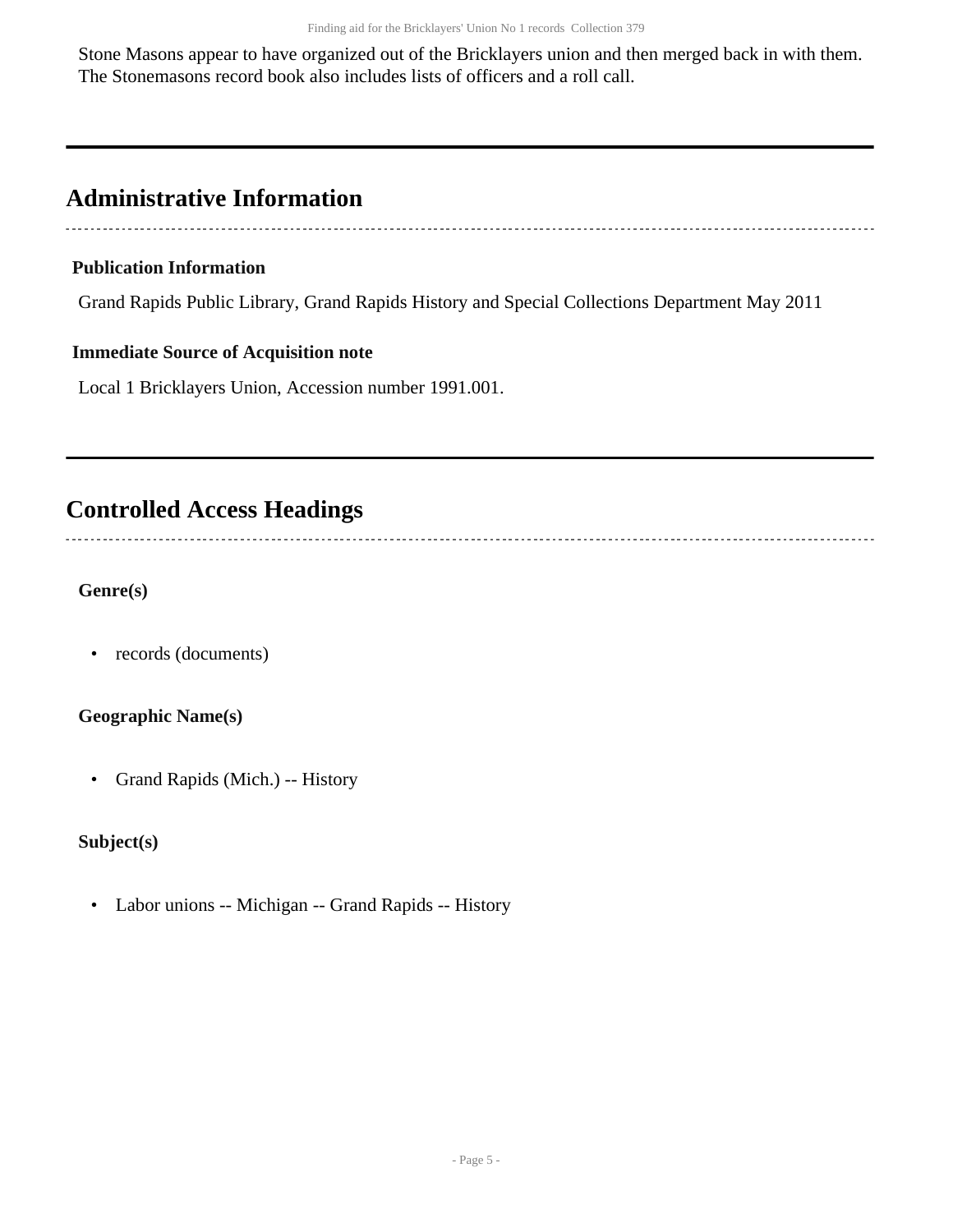Stone Masons appear to have organized out of the Bricklayers union and then merged back in with them. The Stonemasons record book also includes lists of officers and a roll call.

## Administrative Information

### Publication Information

Grand Rapids Public Library, Grand Rapids History and Special Collections Department May 2011

### Immediate Source of Acquisition note

Local 1 Bricklayers Union, Accession number 1991.001.

## Controlled Access Headings

### Genre(s)

- records (documents)

### Geographic Name(s)

- Grand Rapids (Mich.) -- History

### Subject(s)

- Labor unions -- Michigan -- Grand Rapids -- History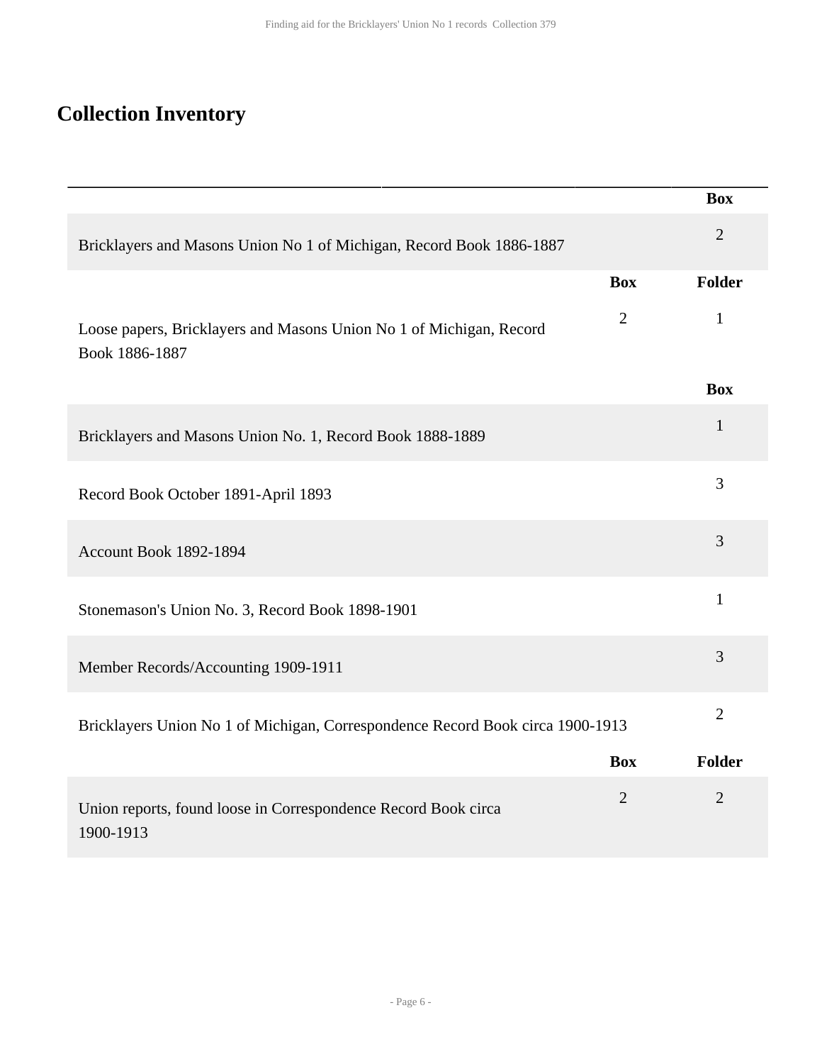## Collection Inventory

| | Box | Folder |
|---|---|---|
| Bricklayers and Masons Union No 1 of Michigan, Record Book 1886-1887 | 2 | |
| Loose papers, Bricklayers and Masons Union No 1 of Michigan, Record Book 1886-1887 | 2 | 1 |
| Bricklayers and Masons Union No. 1, Record Book 1888-1889 | 1 | |
| Record Book October 1891-April 1893 | 3 | |
| Account Book 1892-1894 | 3 | |
| Stonemason's Union No. 3, Record Book 1898-1901 | 1 | |
| Member Records/Accounting 1909-1911 | 3 | |
| Bricklayers Union No 1 of Michigan, Correspondence Record Book circa 1900-1913 | 2 | |
| Union reports, found loose in Correspondence Record Book circa 1900-1913 | 2 | 2 |